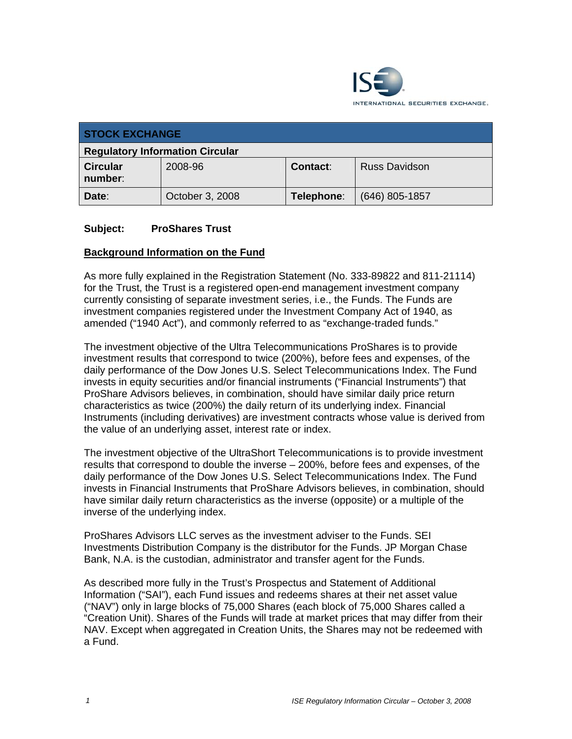INTERNATIONAL SECURITIES EXCHANGE.

| STOCK EXCHANGE | | | |
|---|---|---|---|
| **Regulatory Information Circular** | | | |
| **Circular number:** | 2008-96 | **Contact:** | Russ Davidson |
| **Date:** | October 3, 2008 | **Telephone:** | (646) 805-1857 |

**Subject: ProShares Trust**

**Background Information on the Fund**

As more fully explained in the Registration Statement (No. 333-89822 and 811-21114) for the Trust, the Trust is a registered open-end management investment company currently consisting of separate investment series, i.e., the Funds. The Funds are investment companies registered under the Investment Company Act of 1940, as amended ("1940 Act"), and commonly referred to as "exchange-traded funds."

The investment objective of the Ultra Telecommunications ProShares is to provide investment results that correspond to twice (200%), before fees and expenses, of the daily performance of the Dow Jones U.S. Select Telecommunications Index. The Fund invests in equity securities and/or financial instruments ("Financial Instruments") that ProShare Advisors believes, in combination, should have similar daily price return characteristics as twice (200%) the daily return of its underlying index. Financial Instruments (including derivatives) are investment contracts whose value is derived from the value of an underlying asset, interest rate or index.

The investment objective of the UltraShort Telecommunications is to provide investment results that correspond to double the inverse – 200%, before fees and expenses, of the daily performance of the Dow Jones U.S. Select Telecommunications Index. The Fund invests in Financial Instruments that ProShare Advisors believes, in combination, should have similar daily return characteristics as the inverse (opposite) or a multiple of the inverse of the underlying index.

ProShares Advisors LLC serves as the investment adviser to the Funds. SEI Investments Distribution Company is the distributor for the Funds. JP Morgan Chase Bank, N.A. is the custodian, administrator and transfer agent for the Funds.

As described more fully in the Trust's Prospectus and Statement of Additional Information ("SAI"), each Fund issues and redeems shares at their net asset value ("NAV") only in large blocks of 75,000 Shares (each block of 75,000 Shares called a "Creation Unit). Shares of the Funds will trade at market prices that may differ from their NAV. Except when aggregated in Creation Units, the Shares may not be redeemed with a Fund.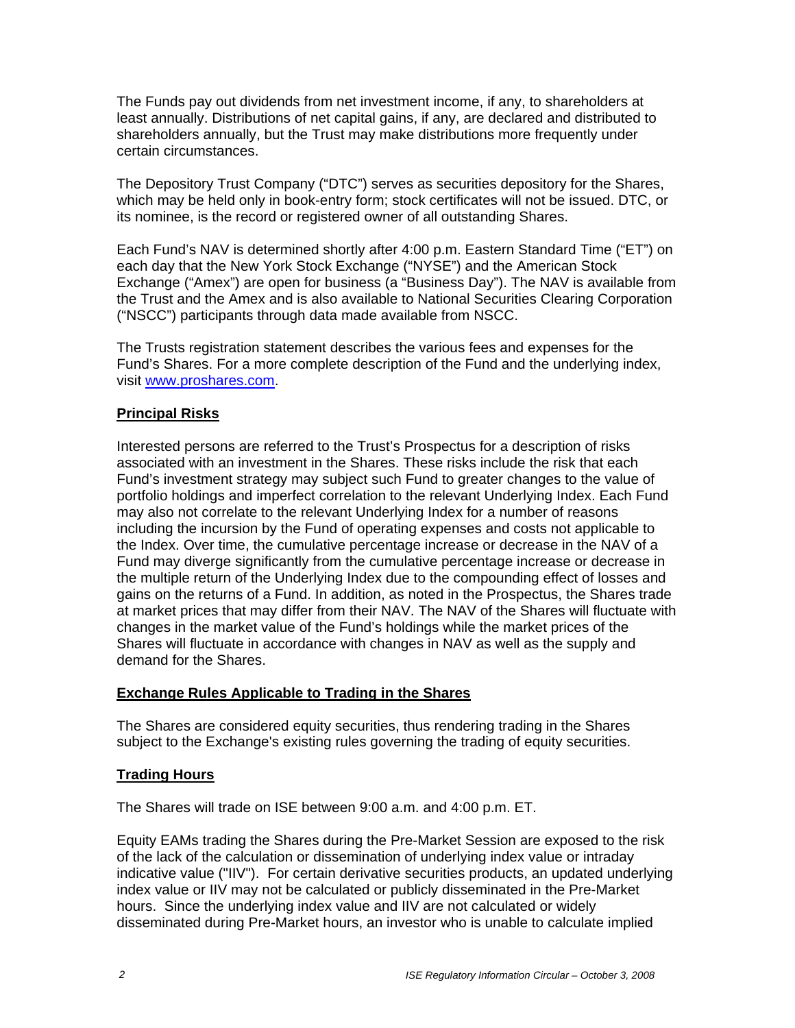The Funds pay out dividends from net investment income, if any, to shareholders at least annually. Distributions of net capital gains, if any, are declared and distributed to shareholders annually, but the Trust may make distributions more frequently under certain circumstances.

The Depository Trust Company ("DTC") serves as securities depository for the Shares, which may be held only in book-entry form; stock certificates will not be issued. DTC, or its nominee, is the record or registered owner of all outstanding Shares.

Each Fund's NAV is determined shortly after 4:00 p.m. Eastern Standard Time ("ET") on each day that the New York Stock Exchange ("NYSE") and the American Stock Exchange ("Amex") are open for business (a "Business Day"). The NAV is available from the Trust and the Amex and is also available to National Securities Clearing Corporation ("NSCC") participants through data made available from NSCC.

The Trusts registration statement describes the various fees and expenses for the Fund's Shares. For a more complete description of the Fund and the underlying index, visit www.proshares.com.

**Principal Risks**

Interested persons are referred to the Trust's Prospectus for a description of risks associated with an investment in the Shares. These risks include the risk that each Fund's investment strategy may subject such Fund to greater changes to the value of portfolio holdings and imperfect correlation to the relevant Underlying Index. Each Fund may also not correlate to the relevant Underlying Index for a number of reasons including the incursion by the Fund of operating expenses and costs not applicable to the Index. Over time, the cumulative percentage increase or decrease in the NAV of a Fund may diverge significantly from the cumulative percentage increase or decrease in the multiple return of the Underlying Index due to the compounding effect of losses and gains on the returns of a Fund. In addition, as noted in the Prospectus, the Shares trade at market prices that may differ from their NAV. The NAV of the Shares will fluctuate with changes in the market value of the Fund's holdings while the market prices of the Shares will fluctuate in accordance with changes in NAV as well as the supply and demand for the Shares.

**Exchange Rules Applicable to Trading in the Shares**

The Shares are considered equity securities, thus rendering trading in the Shares subject to the Exchange's existing rules governing the trading of equity securities.

**Trading Hours**

The Shares will trade on ISE between 9:00 a.m. and 4:00 p.m. ET.

Equity EAMs trading the Shares during the Pre-Market Session are exposed to the risk of the lack of the calculation or dissemination of underlying index value or intraday indicative value ("IIV"). For certain derivative securities products, an updated underlying index value or IIV may not be calculated or publicly disseminated in the Pre-Market hours. Since the underlying index value and IIV are not calculated or widely disseminated during Pre-Market hours, an investor who is unable to calculate implied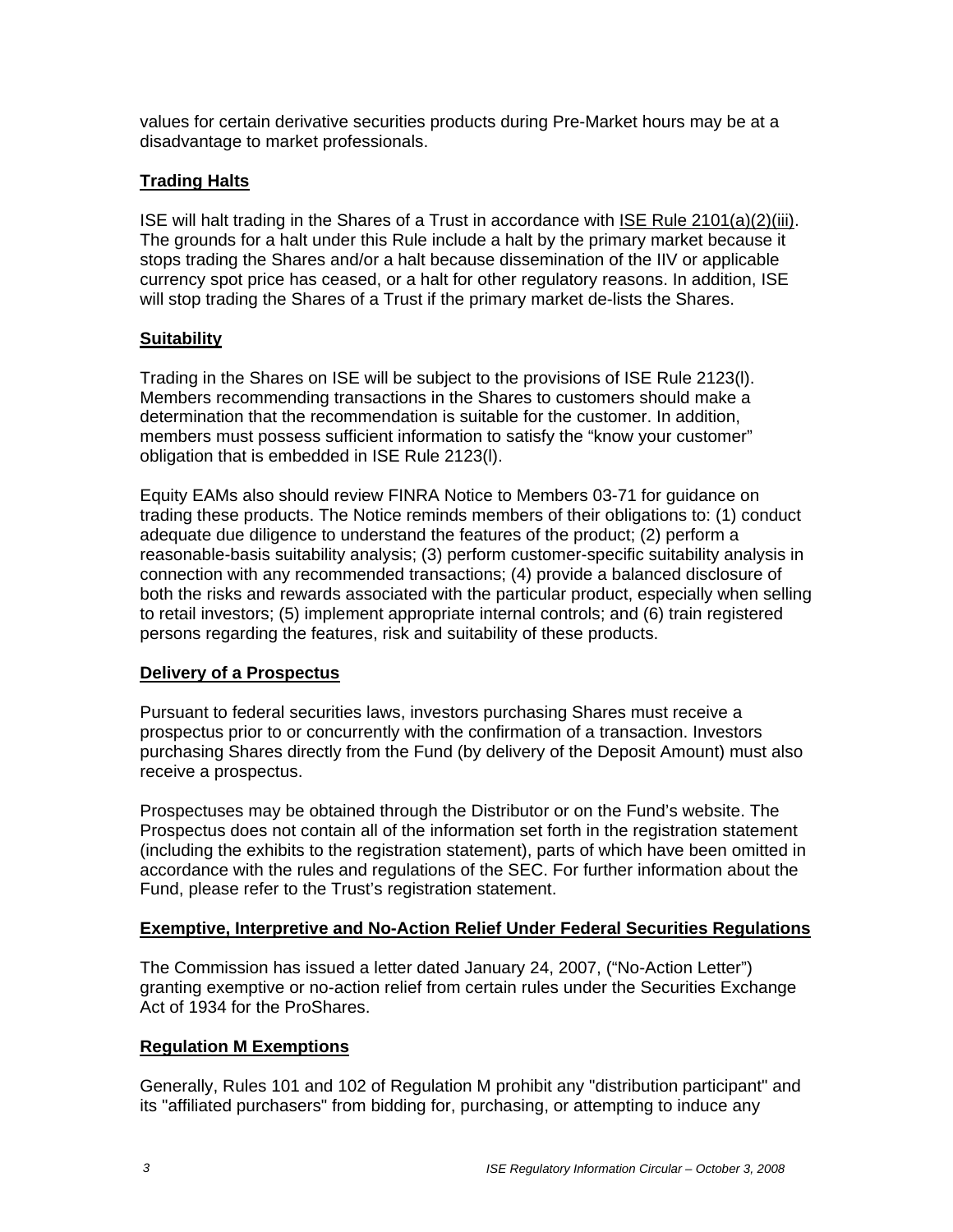values for certain derivative securities products during Pre-Market hours may be at a disadvantage to market professionals.

## Trading Halts

ISE will halt trading in the Shares of a Trust in accordance with ISE Rule 2101(a)(2)(iii). The grounds for a halt under this Rule include a halt by the primary market because it stops trading the Shares and/or a halt because dissemination of the IIV or applicable currency spot price has ceased, or a halt for other regulatory reasons. In addition, ISE will stop trading the Shares of a Trust if the primary market de-lists the Shares.

## Suitability

Trading in the Shares on ISE will be subject to the provisions of ISE Rule 2123(l). Members recommending transactions in the Shares to customers should make a determination that the recommendation is suitable for the customer. In addition, members must possess sufficient information to satisfy the "know your customer" obligation that is embedded in ISE Rule 2123(l).

Equity EAMs also should review FINRA Notice to Members 03-71 for guidance on trading these products. The Notice reminds members of their obligations to: (1) conduct adequate due diligence to understand the features of the product; (2) perform a reasonable-basis suitability analysis; (3) perform customer-specific suitability analysis in connection with any recommended transactions; (4) provide a balanced disclosure of both the risks and rewards associated with the particular product, especially when selling to retail investors; (5) implement appropriate internal controls; and (6) train registered persons regarding the features, risk and suitability of these products.

## Delivery of a Prospectus

Pursuant to federal securities laws, investors purchasing Shares must receive a prospectus prior to or concurrently with the confirmation of a transaction. Investors purchasing Shares directly from the Fund (by delivery of the Deposit Amount) must also receive a prospectus.

Prospectuses may be obtained through the Distributor or on the Fund's website. The Prospectus does not contain all of the information set forth in the registration statement (including the exhibits to the registration statement), parts of which have been omitted in accordance with the rules and regulations of the SEC. For further information about the Fund, please refer to the Trust's registration statement.

## Exemptive, Interpretive and No-Action Relief Under Federal Securities Regulations

The Commission has issued a letter dated January 24, 2007, ("No-Action Letter") granting exemptive or no-action relief from certain rules under the Securities Exchange Act of 1934 for the ProShares.

## Regulation M Exemptions

Generally, Rules 101 and 102 of Regulation M prohibit any "distribution participant" and its "affiliated purchasers" from bidding for, purchasing, or attempting to induce any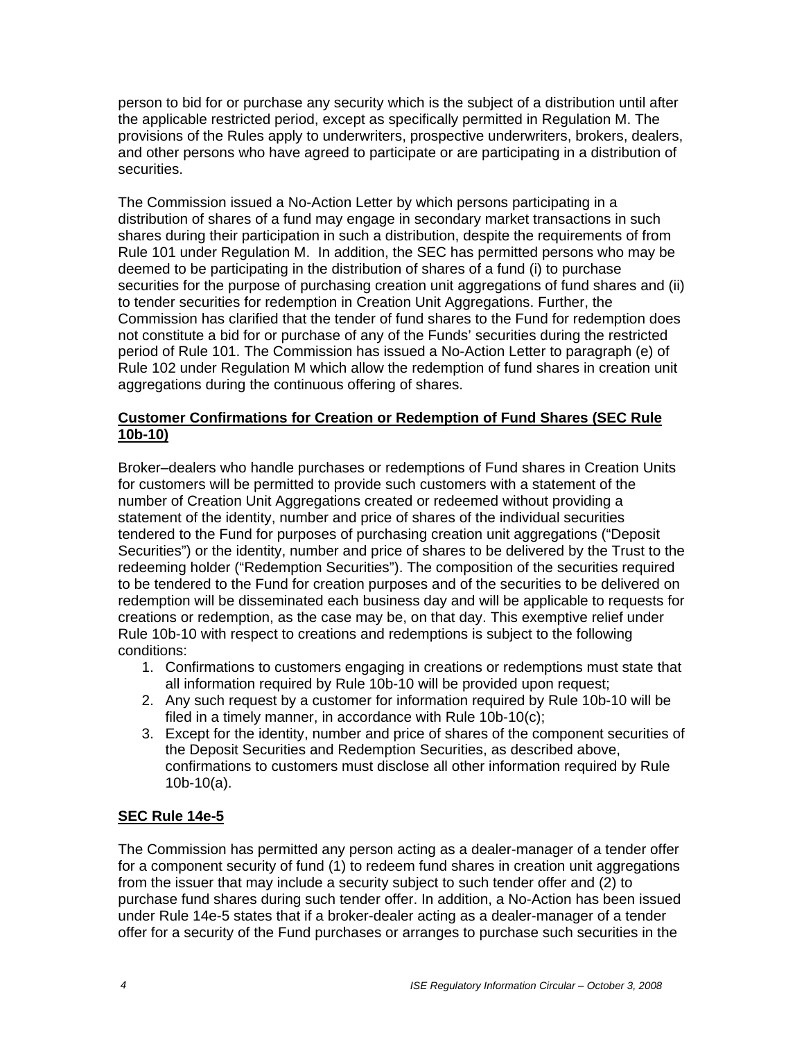person to bid for or purchase any security which is the subject of a distribution until after the applicable restricted period, except as specifically permitted in Regulation M. The provisions of the Rules apply to underwriters, prospective underwriters, brokers, dealers, and other persons who have agreed to participate or are participating in a distribution of securities.

The Commission issued a No-Action Letter by which persons participating in a distribution of shares of a fund may engage in secondary market transactions in such shares during their participation in such a distribution, despite the requirements of from Rule 101 under Regulation M. In addition, the SEC has permitted persons who may be deemed to be participating in the distribution of shares of a fund (i) to purchase securities for the purpose of purchasing creation unit aggregations of fund shares and (ii) to tender securities for redemption in Creation Unit Aggregations. Further, the Commission has clarified that the tender of fund shares to the Fund for redemption does not constitute a bid for or purchase of any of the Funds' securities during the restricted period of Rule 101. The Commission has issued a No-Action Letter to paragraph (e) of Rule 102 under Regulation M which allow the redemption of fund shares in creation unit aggregations during the continuous offering of shares.

**Customer Confirmations for Creation or Redemption of Fund Shares (SEC Rule 10b-10)**

Broker–dealers who handle purchases or redemptions of Fund shares in Creation Units for customers will be permitted to provide such customers with a statement of the number of Creation Unit Aggregations created or redeemed without providing a statement of the identity, number and price of shares of the individual securities tendered to the Fund for purposes of purchasing creation unit aggregations ("Deposit Securities") or the identity, number and price of shares to be delivered by the Trust to the redeeming holder ("Redemption Securities"). The composition of the securities required to be tendered to the Fund for creation purposes and of the securities to be delivered on redemption will be disseminated each business day and will be applicable to requests for creations or redemption, as the case may be, on that day. This exemptive relief under Rule 10b-10 with respect to creations and redemptions is subject to the following conditions:

1. Confirmations to customers engaging in creations or redemptions must state that all information required by Rule 10b-10 will be provided upon request;
2. Any such request by a customer for information required by Rule 10b-10 will be filed in a timely manner, in accordance with Rule 10b-10(c);
3. Except for the identity, number and price of shares of the component securities of the Deposit Securities and Redemption Securities, as described above, confirmations to customers must disclose all other information required by Rule 10b-10(a).

**SEC Rule 14e-5**

The Commission has permitted any person acting as a dealer-manager of a tender offer for a component security of fund (1) to redeem fund shares in creation unit aggregations from the issuer that may include a security subject to such tender offer and (2) to purchase fund shares during such tender offer. In addition, a No-Action has been issued under Rule 14e-5 states that if a broker-dealer acting as a dealer-manager of a tender offer for a security of the Fund purchases or arranges to purchase such securities in the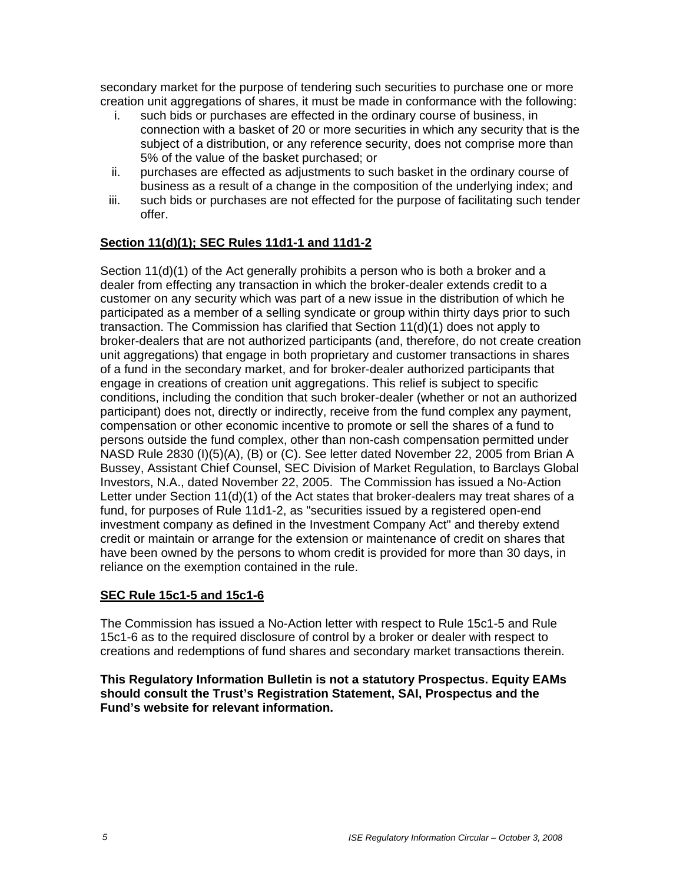secondary market for the purpose of tendering such securities to purchase one or more creation unit aggregations of shares, it must be made in conformance with the following:

i. such bids or purchases are effected in the ordinary course of business, in connection with a basket of 20 or more securities in which any security that is the subject of a distribution, or any reference security, does not comprise more than 5% of the value of the basket purchased; or
ii. purchases are effected as adjustments to such basket in the ordinary course of business as a result of a change in the composition of the underlying index; and
iii. such bids or purchases are not effected for the purpose of facilitating such tender offer.

**Section 11(d)(1); SEC Rules 11d1-1 and 11d1-2**

Section 11(d)(1) of the Act generally prohibits a person who is both a broker and a dealer from effecting any transaction in which the broker-dealer extends credit to a customer on any security which was part of a new issue in the distribution of which he participated as a member of a selling syndicate or group within thirty days prior to such transaction. The Commission has clarified that Section 11(d)(1) does not apply to broker-dealers that are not authorized participants (and, therefore, do not create creation unit aggregations) that engage in both proprietary and customer transactions in shares of a fund in the secondary market, and for broker-dealer authorized participants that engage in creations of creation unit aggregations. This relief is subject to specific conditions, including the condition that such broker-dealer (whether or not an authorized participant) does not, directly or indirectly, receive from the fund complex any payment, compensation or other economic incentive to promote or sell the shares of a fund to persons outside the fund complex, other than non-cash compensation permitted under NASD Rule 2830 (I)(5)(A), (B) or (C). See letter dated November 22, 2005 from Brian A Bussey, Assistant Chief Counsel, SEC Division of Market Regulation, to Barclays Global Investors, N.A., dated November 22, 2005. The Commission has issued a No-Action Letter under Section 11(d)(1) of the Act states that broker-dealers may treat shares of a fund, for purposes of Rule 11d1-2, as "securities issued by a registered open-end investment company as defined in the Investment Company Act" and thereby extend credit or maintain or arrange for the extension or maintenance of credit on shares that have been owned by the persons to whom credit is provided for more than 30 days, in reliance on the exemption contained in the rule.

**SEC Rule 15c1-5 and 15c1-6**

The Commission has issued a No-Action letter with respect to Rule 15c1-5 and Rule 15c1-6 as to the required disclosure of control by a broker or dealer with respect to creations and redemptions of fund shares and secondary market transactions therein.

**This Regulatory Information Bulletin is not a statutory Prospectus. Equity EAMs should consult the Trust's Registration Statement, SAI, Prospectus and the Fund's website for relevant information.**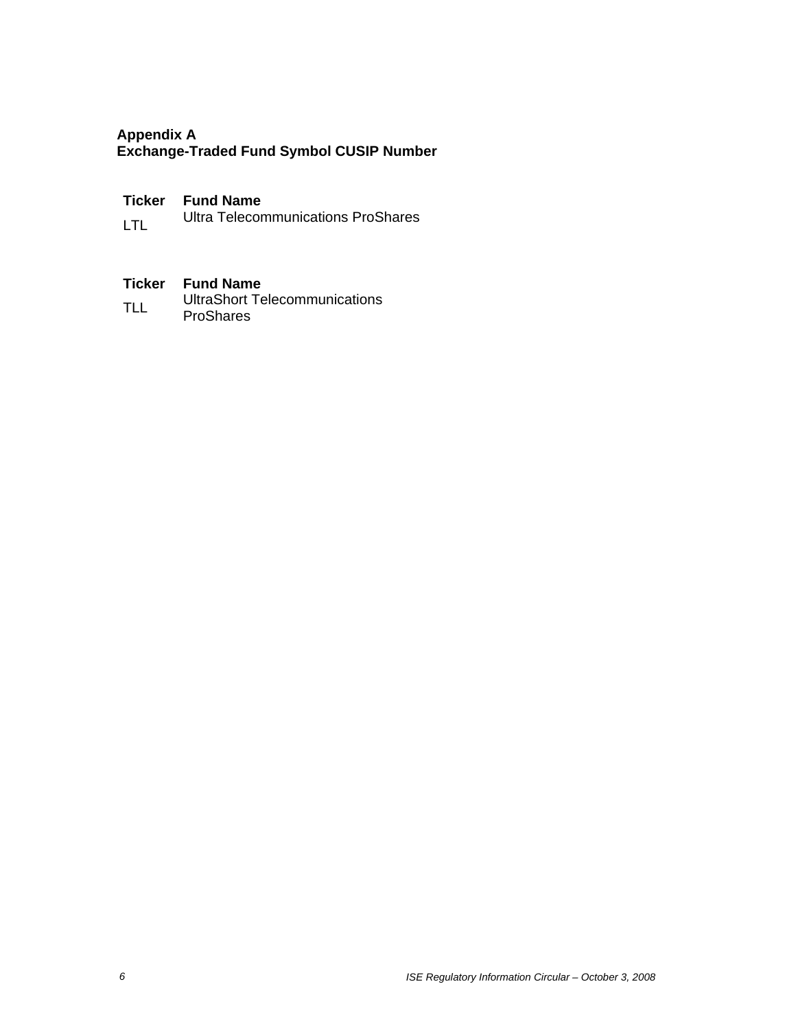**Appendix A**
**Exchange-Traded Fund Symbol CUSIP Number**

| Ticker | Fund Name |
|---|---|
| LTL | Ultra Telecommunications ProShares |

| Ticker | Fund Name |
|---|---|
| TLL | UltraShort Telecommunications ProShares |